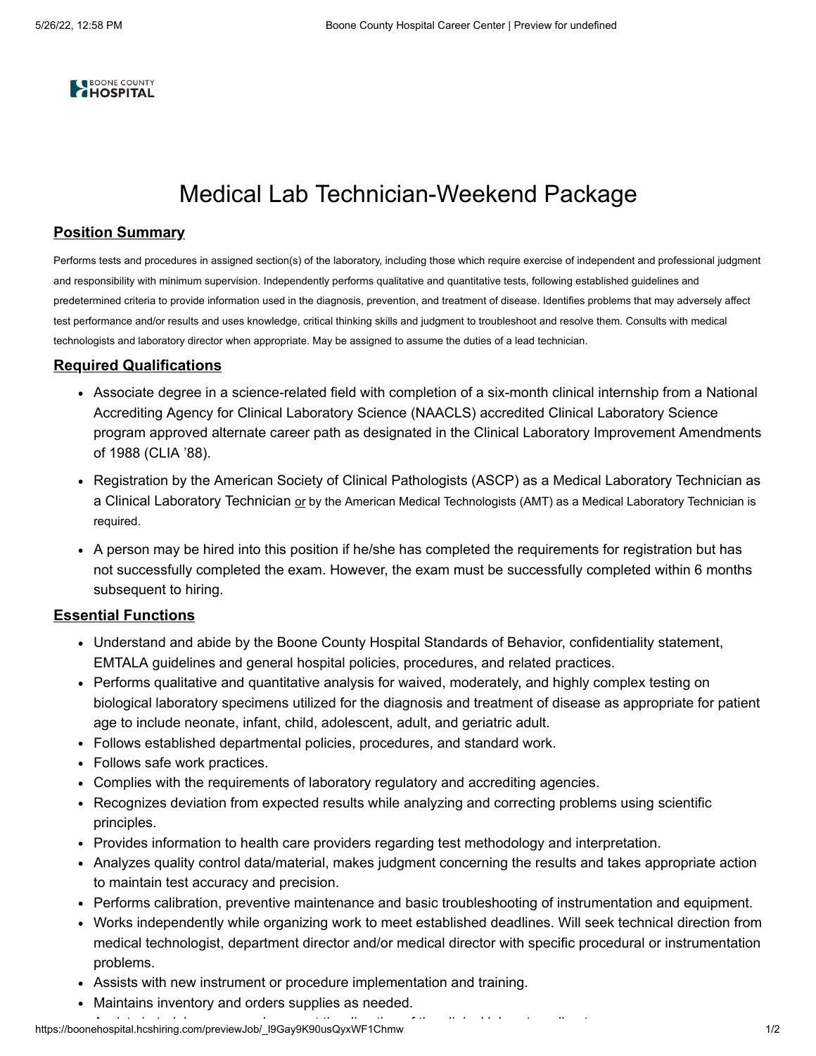# Medical Lab Technician-Weekend Package

## Position Summary

Performs tests and procedures in assigned section(s) of the laboratory, including those which require exercise of independent and professional judgment and responsibility with minimum supervision. Independently performs qualitative and quantitative tests, following established guidelines and predetermined criteria to provide information used in the diagnosis, prevention, and treatment of disease. Identifies problems that may adversely affect test performance and/or results and uses knowledge, critical thinking skills and judgment to troubleshoot and resolve them. Consults with medical technologists and laboratory director when appropriate. May be assigned to assume the duties of a lead technician.

## Required Qualifications

- Associate degree in a science-related field with completion of a six-month clinical internship from a National Accrediting Agency for Clinical Laboratory Science (NAACLS) accredited Clinical Laboratory Science program approved alternate career path as designated in the Clinical Laboratory Improvement Amendments of 1988 (CLIA '88).
- Registration by the American Society of Clinical Pathologists (ASCP) as a Medical Laboratory Technician as a Clinical Laboratory Technician or by the American Medical Technologists (AMT) as a Medical Laboratory Technician is required.
- A person may be hired into this position if he/she has completed the requirements for registration but has not successfully completed the exam. However, the exam must be successfully completed within 6 months subsequent to hiring.

## Essential Functions

- Understand and abide by the Boone County Hospital Standards of Behavior, confidentiality statement, EMTALA guidelines and general hospital policies, procedures, and related practices.
- Performs qualitative and quantitative analysis for waived, moderately, and highly complex testing on biological laboratory specimens utilized for the diagnosis and treatment of disease as appropriate for patient age to include neonate, infant, child, adolescent, adult, and geriatric adult.
- Follows established departmental policies, procedures, and standard work.
- Follows safe work practices.
- Complies with the requirements of laboratory regulatory and accrediting agencies.
- Recognizes deviation from expected results while analyzing and correcting problems using scientific principles.
- Provides information to health care providers regarding test methodology and interpretation.
- Analyzes quality control data/material, makes judgment concerning the results and takes appropriate action to maintain test accuracy and precision.
- Performs calibration, preventive maintenance and basic troubleshooting of instrumentation and equipment.
- Works independently while organizing work to meet established deadlines. Will seek technical direction from medical technologist, department director and/or medical director with specific procedural or instrumentation problems.
- Assists with new instrument or procedure implementation and training.
- Maintains inventory and orders supplies as needed.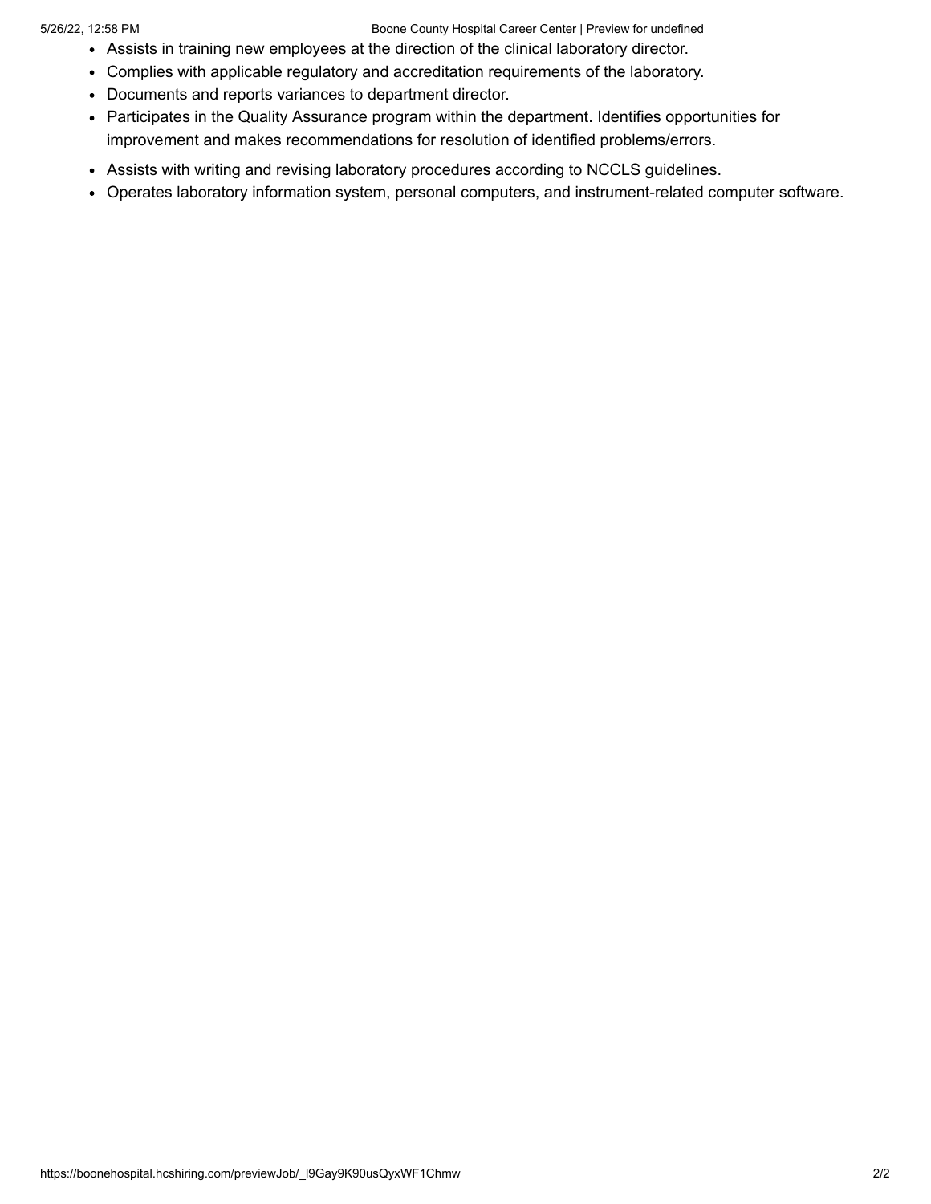- Assists in training new employees at the direction of the clinical laboratory director.
- Complies with applicable regulatory and accreditation requirements of the laboratory.
- Documents and reports variances to department director.
- Participates in the Quality Assurance program within the department. Identifies opportunities for improvement and makes recommendations for resolution of identified problems/errors.
- Assists with writing and revising laboratory procedures according to NCCLS guidelines.
- Operates laboratory information system, personal computers, and instrument-related computer software.